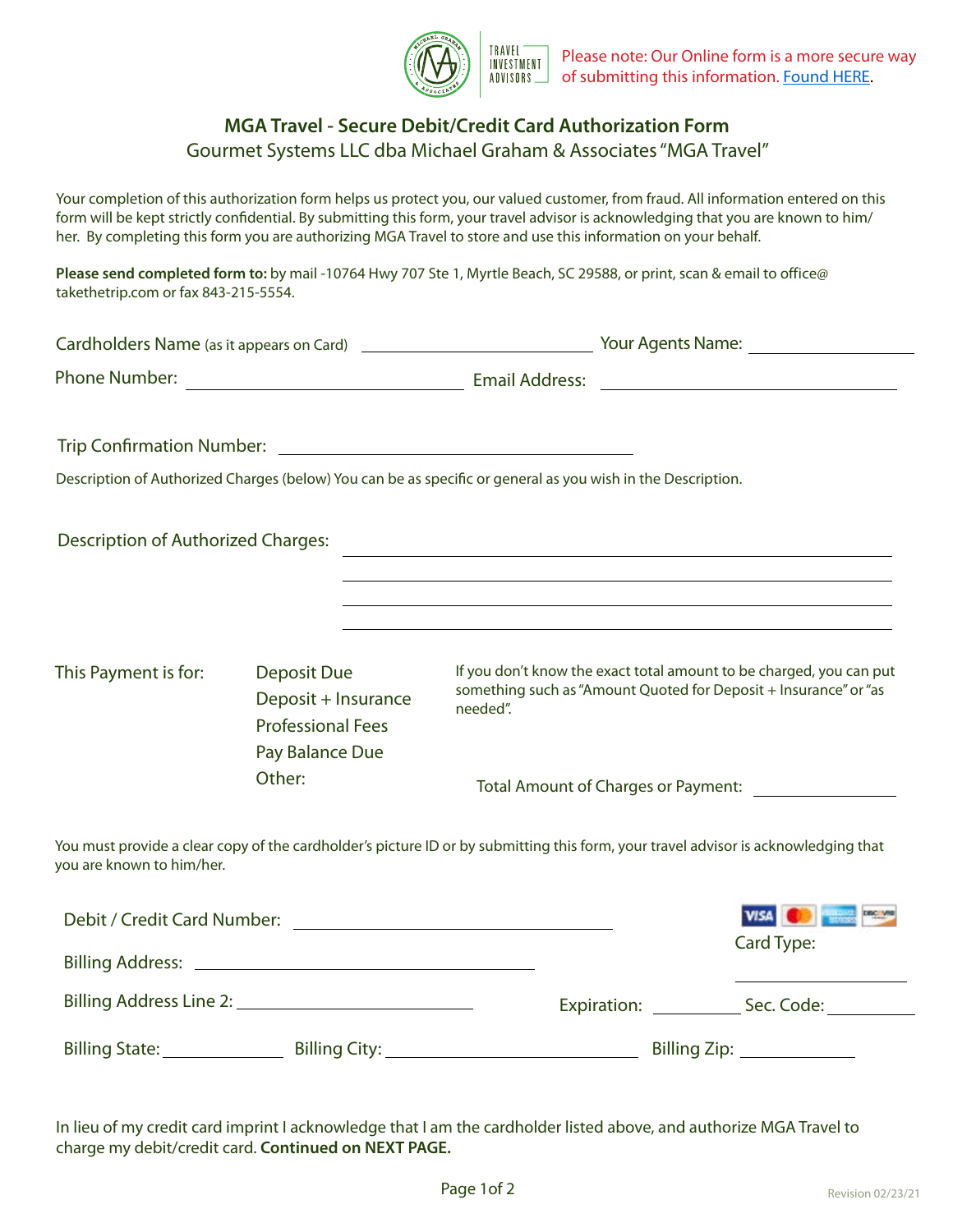TRAVEL INVESTMENT ADVISORS

Please note: Our Online form is a more secure way of submitting this information. Found HERE.

# MGA Travel - Secure Debit/Credit Card Authorization Form

Gourmet Systems LLC dba Michael Graham & Associates "MGA Travel"

Your completion of this authorization form helps us protect you, our valued customer, from fraud. All information entered on this form will be kept strictly confidential. By submitting this form, your travel advisor is acknowledging that you are known to him/her. By completing this form you are authorizing MGA Travel to store and use this information on your behalf.

**Please send completed form to:** by mail -10764 Hwy 707 Ste 1, Myrtle Beach, SC 29588, or print, scan & email to office@takethetrip.com or fax 843-215-5554.

Cardholders Name (as it appears on Card) ______________________ Your Agents Name: ______________

Phone Number: ______________________ Email Address: ______________________

Trip Confirmation Number: ______________________

Description of Authorized Charges (below) You can be as specific or general as you wish in the Description.

Description of Authorized Charges: ______________________________________________

______________________________________________

______________________________________________

______________________________________________

This Payment is for:

- Deposit Due
- Deposit + Insurance
- Professional Fees
- Pay Balance Due
- Other:

If you don't know the exact total amount to be charged, you can put something such as "Amount Quoted for Deposit + Insurance" or "as needed".

Total Amount of Charges or Payment: ______________

You must provide a clear copy of the cardholder's picture ID or by submitting this form, your travel advisor is acknowledging that you are known to him/her.

Debit / Credit Card Number: ______________________

Card Type: ______________

Billing Address: ______________________

Billing Address Line 2: ______________________ Expiration: __________ Sec. Code: __________

Billing State: __________ Billing City: ______________________ Billing Zip: __________

In lieu of my credit card imprint I acknowledge that I am the cardholder listed above, and authorize MGA Travel to charge my debit/credit card. **Continued on NEXT PAGE.**

Revision 02/23/21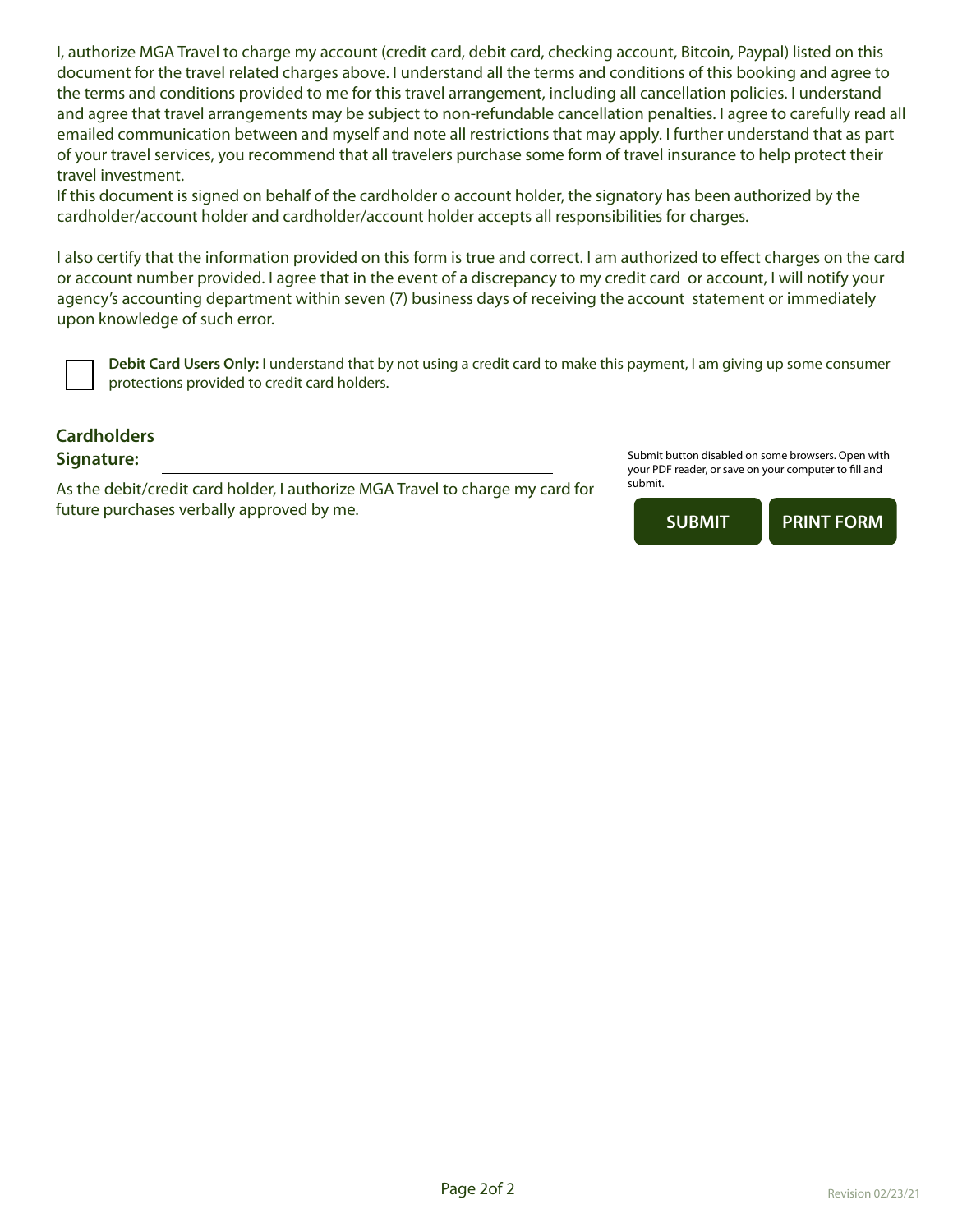I, authorize MGA Travel to charge my account (credit card, debit card, checking account, Bitcoin, Paypal) listed on this document for the travel related charges above. I understand all the terms and conditions of this booking and agree to the terms and conditions provided to me for this travel arrangement, including all cancellation policies. I understand and agree that travel arrangements may be subject to non-refundable cancellation penalties. I agree to carefully read all emailed communication between and myself and note all restrictions that may apply. I further understand that as part of your travel services, you recommend that all travelers purchase some form of travel insurance to help protect their travel investment.

If this document is signed on behalf of the cardholder o account holder, the signatory has been authorized by the cardholder/account holder and cardholder/account holder accepts all responsibilities for charges.

I also certify that the information provided on this form is true and correct. I am authorized to effect charges on the card or account number provided. I agree that in the event of a discrepancy to my credit card or account, I will notify your agency's accounting department within seven (7) business days of receiving the account statement or immediately upon knowledge of such error.

☐ **Debit Card Users Only:** I understand that by not using a credit card to make this payment, I am giving up some consumer protections provided to credit card holders.

**Cardholders Signature:** ______________________________

As the debit/credit card holder, I authorize MGA Travel to charge my card for future purchases verbally approved by me.

Submit button disabled on some browsers. Open with your PDF reader, or save on your computer to fill and submit.

**SUBMIT** **PRINT FORM**

Revision 02/23/21